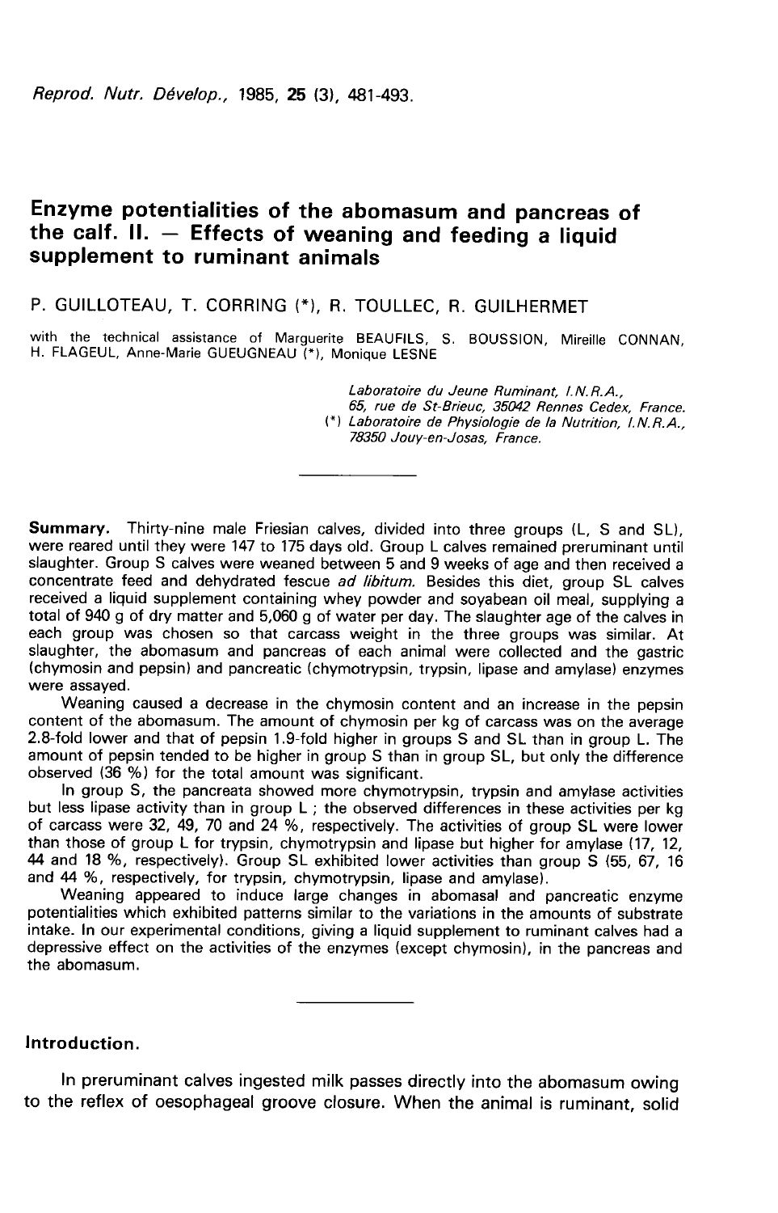# Enzyme potentialities of the abomasum and pancreas of the calf. II. — Effects of weaning and feeding a liquid supplement to ruminant animals

P. GUILLOTEAU, T. CORRING (*), R. TOULLEC, R. GUILHERMET

with the technical assistance of Marguerite BEAUFILS, S. BOUSSION, Mireille CONNAN, H. FLAGEUL, Anne-Marie GUEUGNEAU (*), Monique LESNE

*Laboratoire du Jeune Ruminant, I.N.R.A., 65, rue de St-Brieuc, 35042 Rennes Cedex, France.*
*(*) Laboratoire de Physiologie de la Nutrition, I.N.R.A., 78350 Jouy-en-Josas, France.*

---

**Summary.** Thirty-nine male Friesian calves, divided into three groups (L, S and SL), were reared until they were 147 to 175 days old. Group L calves remained preruminant until slaughter. Group S calves were weaned between 5 and 9 weeks of age and then received a concentrate feed and dehydrated fescue *ad libitum*. Besides this diet, group SL calves received a liquid supplement containing whey powder and soyabean oil meal, supplying a total of 940 g of dry matter and 5,060 g of water per day. The slaughter age of the calves in each group was chosen so that carcass weight in the three groups was similar. At slaughter, the abomasum and pancreas of each animal were collected and the gastric (chymosin and pepsin) and pancreatic (chymotrypsin, trypsin, lipase and amylase) enzymes were assayed.

Weaning caused a decrease in the chymosin content and an increase in the pepsin content of the abomasum. The amount of chymosin per kg of carcass was on the average 2.8-fold lower and that of pepsin 1.9-fold higher in groups S and SL than in group L. The amount of pepsin tended to be higher in group S than in group SL, but only the difference observed (36 %) for the total amount was significant.

In group S, the pancreata showed more chymotrypsin, trypsin and amylase activities but less lipase activity than in group L ; the observed differences in these activities per kg of carcass were 32, 49, 70 and 24 %, respectively. The activities of group SL were lower than those of group L for trypsin, chymotrypsin and lipase but higher for amylase (17, 12, 44 and 18 %, respectively). Group SL exhibited lower activities than group S (55, 67, 16 and 44 %, respectively, for trypsin, chymotrypsin, lipase and amylase).

Weaning appeared to induce large changes in abomasal and pancreatic enzyme potentialities which exhibited patterns similar to the variations in the amounts of substrate intake. In our experimental conditions, giving a liquid supplement to ruminant calves had a depressive effect on the activities of the enzymes (except chymosin), in the pancreas and the abomasum.

---

## Introduction.

In preruminant calves ingested milk passes directly into the abomasum owing to the reflex of oesophageal groove closure. When the animal is ruminant, solid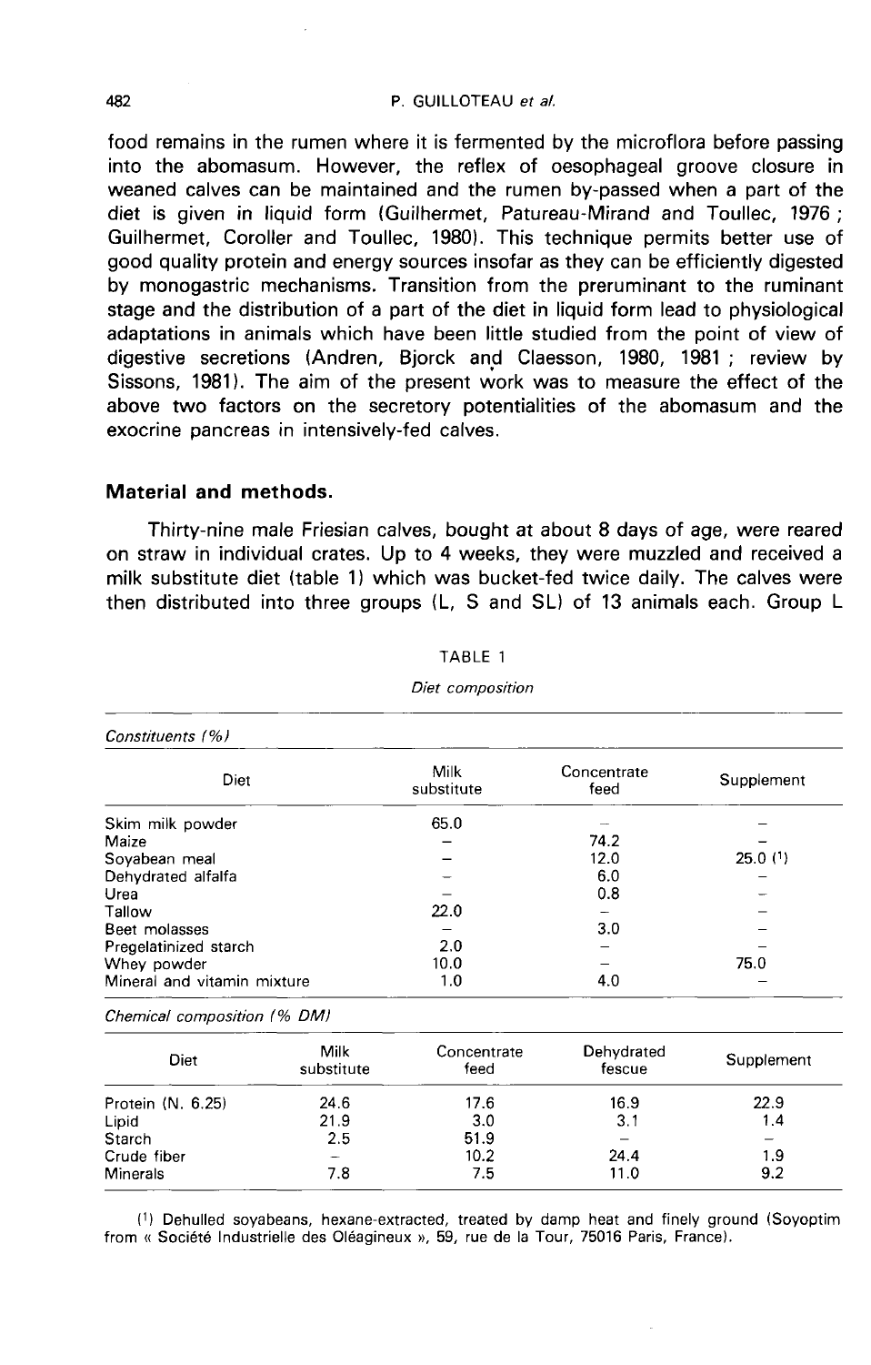food remains in the rumen where it is fermented by the microflora before passing into the abomasum. However, the reflex of oesophageal groove closure in weaned calves can be maintained and the rumen by-passed when a part of the diet is given in liquid form (Guilhermet, Patureau-Mirand and Toullec, 1976 ; Guilhermet, Coroller and Toullec, 1980). This technique permits better use of good quality protein and energy sources insofar as they can be efficiently digested by monogastric mechanisms. Transition from the preruminant to the ruminant stage and the distribution of a part of the diet in liquid form lead to physiological adaptations in animals which have been little studied from the point of view of digestive secretions (Andren, Bjorck and Claesson, 1980, 1981 ; review by Sissons, 1981). The aim of the present work was to measure the effect of the above two factors on the secretory potentialities of the abomasum and the exocrine pancreas in intensively-fed calves.

## Material and methods.

Thirty-nine male Friesian calves, bought at about 8 days of age, were reared on straw in individual crates. Up to 4 weeks, they were muzzled and received a milk substitute diet (table 1) which was bucket-fed twice daily. The calves were then distributed into three groups (L, S and SL) of 13 animals each. Group L

TABLE 1

*Diet composition*

*Constituents (%)*

| Diet | Milk substitute | Concentrate feed | Supplement |
|---|---|---|---|
| Skim milk powder | 65.0 | – | – |
| Maize | – | 74.2 | – |
| Soyabean meal | – | 12.0 | 25.0 (1) |
| Dehydrated alfalfa | – | 6.0 | – |
| Urea | – | 0.8 | – |
| Tallow | 22.0 | – | – |
| Beet molasses | – | 3.0 | – |
| Pregelatinized starch | 2.0 | – | – |
| Whey powder | 10.0 | – | 75.0 |
| Mineral and vitamin mixture | 1.0 | 4.0 | – |

*Chemical composition (% DM)*

| Diet | Milk substitute | Concentrate feed | Dehydrated fescue | Supplement |
|---|---|---|---|---|
| Protein (N. 6.25) | 24.6 | 17.6 | 16.9 | 22.9 |
| Lipid | 21.9 | 3.0 | 3.1 | 1.4 |
| Starch | 2.5 | 51.9 | – | – |
| Crude fiber | – | 10.2 | 24.4 | 1.9 |
| Minerals | 7.8 | 7.5 | 11.0 | 9.2 |

(1) Dehulled soyabeans, hexane-extracted, treated by damp heat and finely ground (Soyoptim from « Société Industrielle des Oléagineux », 59, rue de la Tour, 75016 Paris, France).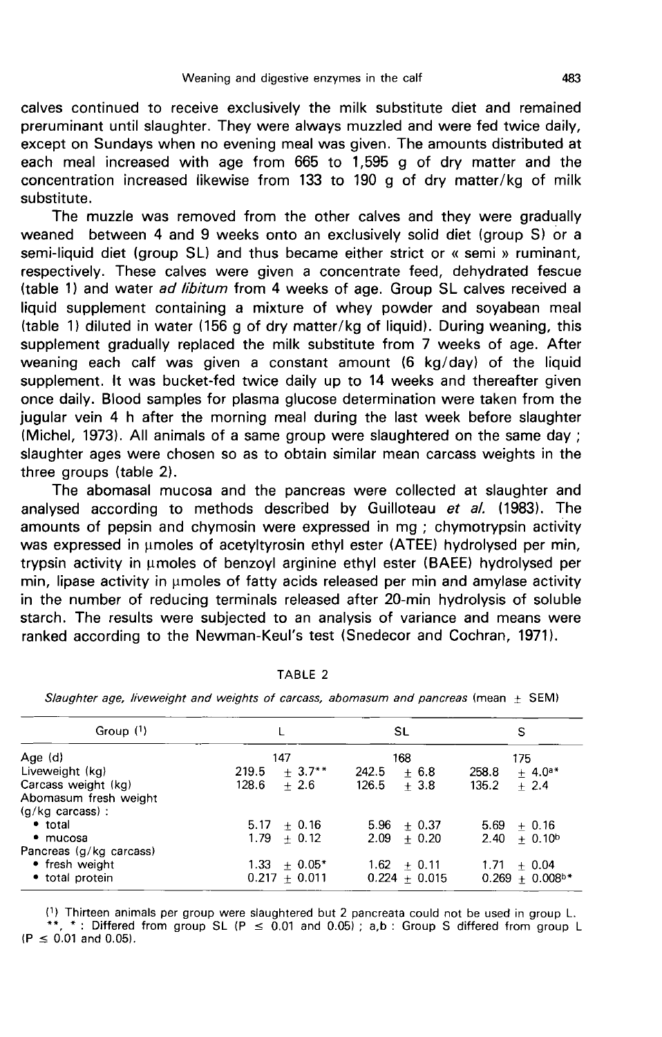calves continued to receive exclusively the milk substitute diet and remained preruminant until slaughter. They were always muzzled and were fed twice daily, except on Sundays when no evening meal was given. The amounts distributed at each meal increased with age from 665 to 1,595 g of dry matter and the concentration increased likewise from 133 to 190 g of dry matter/kg of milk substitute.

The muzzle was removed from the other calves and they were gradually weaned between 4 and 9 weeks onto an exclusively solid diet (group S) or a semi-liquid diet (group SL) and thus became either strict or « semi » ruminant, respectively. These calves were given a concentrate feed, dehydrated fescue (table 1) and water *ad libitum* from 4 weeks of age. Group SL calves received a liquid supplement containing a mixture of whey powder and soyabean meal (table 1) diluted in water (156 g of dry matter/kg of liquid). During weaning, this supplement gradually replaced the milk substitute from 7 weeks of age. After weaning each calf was given a constant amount (6 kg/day) of the liquid supplement. It was bucket-fed twice daily up to 14 weeks and thereafter given once daily. Blood samples for plasma glucose determination were taken from the jugular vein 4 h after the morning meal during the last week before slaughter (Michel, 1973). All animals of a same group were slaughtered on the same day ; slaughter ages were chosen so as to obtain similar mean carcass weights in the three groups (table 2).

The abomasal mucosa and the pancreas were collected at slaughter and analysed according to methods described by Guilloteau *et al.* (1983). The amounts of pepsin and chymosin were expressed in mg ; chymotrypsin activity was expressed in μmoles of acetyltyrosin ethyl ester (ATEE) hydrolysed per min, trypsin activity in μmoles of benzoyl arginine ethyl ester (BAEE) hydrolysed per min, lipase activity in μmoles of fatty acids released per min and amylase activity in the number of reducing terminals released after 20-min hydrolysis of soluble starch. The results were subjected to an analysis of variance and means were ranked according to the Newman-Keul's test (Snedecor and Cochran, 1971).

TABLE 2

*Slaughter age, liveweight and weights of carcass, abomasum and pancreas* (mean ± SEM)

| Group [1] | L | SL | S |
|---|---|---|---|
| Age (d) | 147 | 168 | 175 |
| Liveweight (kg) | 219.5 ± 3.7** | 242.5 ± 6.8 | 258.8 ± 4.0[a]* |
| Carcass weight (kg) | 128.6 ± 2.6 | 126.5 ± 3.8 | 135.2 ± 2.4 |
| Abomasum fresh weight (g/kg carcass) : | | | |
| • total | 5.17 ± 0.16 | 5.96 ± 0.37 | 5.69 ± 0.16 |
| • mucosa | 1.79 ± 0.12 | 2.09 ± 0.20 | 2.40 ± 0.10[b] |
| Pancreas (g/kg carcass) | | | |
| • fresh weight | 1.33 ± 0.05* | 1.62 ± 0.11 | 1.71 ± 0.04 |
| • total protein | 0.217 ± 0.011 | 0.224 ± 0.015 | 0.269 ± 0.008[b]* |

[1] Thirteen animals per group were slaughtered but 2 pancreata could not be used in group L.
**, * : Differed from group SL ($P \leq 0.01$ and 0.05) ; a,b : Group S differed from group L ($P \leq 0.01$ and 0.05).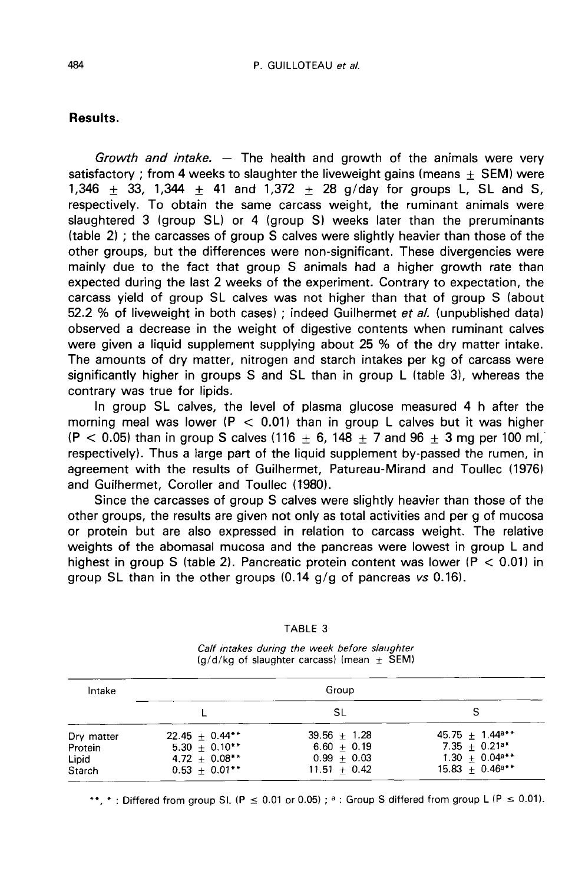## Results.

*Growth and intake.* — The health and growth of the animals were very satisfactory ; from 4 weeks to slaughter the liveweight gains (means $\pm$ SEM) were 1,346 $\pm$ 33, 1,344 $\pm$ 41 and 1,372 $\pm$ 28 g/day for groups L, SL and S, respectively. To obtain the same carcass weight, the ruminant animals were slaughtered 3 (group SL) or 4 (group S) weeks later than the preruminants (table 2) ; the carcasses of group S calves were slightly heavier than those of the other groups, but the differences were non-significant. These divergencies were mainly due to the fact that group S animals had a higher growth rate than expected during the last 2 weeks of the experiment. Contrary to expectation, the carcass yield of group SL calves was not higher than that of group S (about 52.2 % of liveweight in both cases) ; indeed Guilhermet *et al.* (unpublished data) observed a decrease in the weight of digestive contents when ruminant calves were given a liquid supplement supplying about 25 % of the dry matter intake. The amounts of dry matter, nitrogen and starch intakes per kg of carcass were significantly higher in groups S and SL than in group L (table 3), whereas the contrary was true for lipids.

In group SL calves, the level of plasma glucose measured 4 h after the morning meal was lower ($P < 0.01$) than in group L calves but it was higher ($P < 0.05$) than in group S calves (116 $\pm$ 6, 148 $\pm$ 7 and 96 $\pm$ 3 mg per 100 ml, respectively). Thus a large part of the liquid supplement by-passed the rumen, in agreement with the results of Guilhermet, Patureau-Mirand and Toullec (1976) and Guilhermet, Coroller and Toullec (1980).

Since the carcasses of group S calves were slightly heavier than those of the other groups, the results are given not only as total activities and per g of mucosa or protein but are also expressed in relation to carcass weight. The relative weights of the abomasal mucosa and the pancreas were lowest in group L and highest in group S (table 2). Pancreatic protein content was lower ($P < 0.01$) in group SL than in the other groups (0.14 g/g of pancreas *vs* 0.16).

TABLE 3

*Calf intakes during the week before slaughter (g/d/kg of slaughter carcass) (mean $\pm$ SEM)*

| Intake | Group | | |
|---|---|---|---|
| | L | SL | S |
| Dry matter | 22.45 $\pm$ 0.44** | 39.56 $\pm$ 1.28 | 45.75 $\pm$ 1.44[a]** |
| Protein | 5.30 $\pm$ 0.10** | 6.60 $\pm$ 0.19 | 7.35 $\pm$ 0.21[a]* |
| Lipid | 4.72 $\pm$ 0.08** | 0.99 $\pm$ 0.03 | 1.30 $\pm$ 0.04[a]** |
| Starch | 0.53 $\pm$ 0.01** | 11.51 $\pm$ 0.42 | 15.83 $\pm$ 0.46[a]** |

**, * : Differed from group SL ($P \leq 0.01$ or 0.05) ; [a] : Group S differed from group L ($P \leq 0.01$).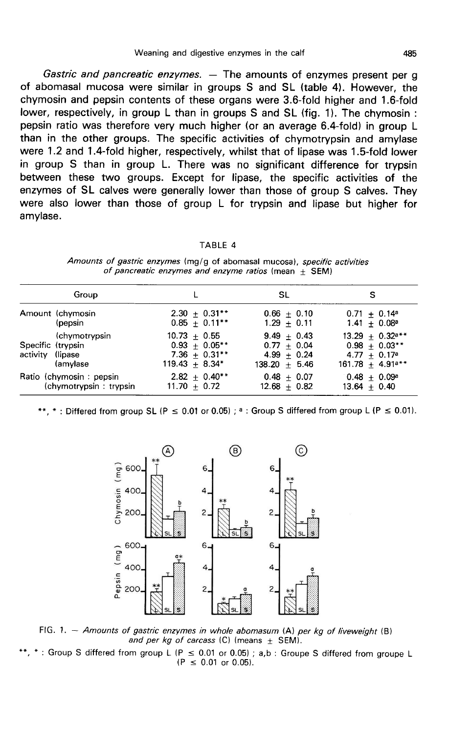*Gastric and pancreatic enzymes.* — The amounts of enzymes present per g of abomasal mucosa were similar in groups S and SL (table 4). However, the chymosin and pepsin contents of these organs were 3.6-fold higher and 1.6-fold lower, respectively, in group L than in groups S and SL (fig. 1). The chymosin : pepsin ratio was therefore very much higher (or an average 6.4-fold) in group L than in the other groups. The specific activities of chymotrypsin and amylase were 1.2 and 1.4-fold higher, respectively, whilst that of lipase was 1.5-fold lower in group S than in group L. There was no significant difference for trypsin between these two groups. Except for lipase, the specific activities of the enzymes of SL calves were generally lower than those of group S calves. They were also lower than those of group L for trypsin and lipase but higher for amylase.

TABLE 4

*Amounts of gastric enzymes (mg/g of abomasal mucosa), specific activities of pancreatic enzymes and enzyme ratios (mean ± SEM)*

| Group | | L | SL | S |
|---|---|---|---|---|
| Amount | (chymosin | 2.30 ± 0.31** | 0.66 ± 0.10 | 0.71 ± 0.14[a] |
| | (pepsin | 0.85 ± 0.11** | 1.29 ± 0.11 | 1.41 ± 0.08[a] |
| | (chymotrypsin | 10.73 ± 0.55 | 9.49 ± 0.43 | 13.29 ± 0.32[a]** |
| Specific activity | (trypsin | 0.93 ± 0.05** | 0.77 ± 0.04 | 0.98 ± 0.03** |
| | (lipase | 7.36 ± 0.31** | 4.99 ± 0.24 | 4.77 ± 0.17[a] |
| | (amylase | 119.43 ± 8.34* | 138.20 ± 5.46 | 161.78 ± 4.91[a]** |
| Ratio | (chymosin : pepsin | 2.82 ± 0.40** | 0.48 ± 0.07 | 0.48 ± 0.09[a] |
| | (chymotrypsin : trypsin | 11.70 ± 0.72 | 12.68 ± 0.82 | 13.64 ± 0.40 |

**, * : Differed from group SL (P ≤ 0.01 or 0.05) ; [a] : Group S differed from group L (P ≤ 0.01).

FIG. 1. — *Amounts of gastric enzymes in whole abomasum (A) per kg of liveweight (B) and per kg of carcass (C) (means ± SEM).*

**, * : Group S differed from group L (P ≤ 0.01 or 0.05) ; a,b : Groupe S differed from groupe L (P ≤ 0.01 or 0.05).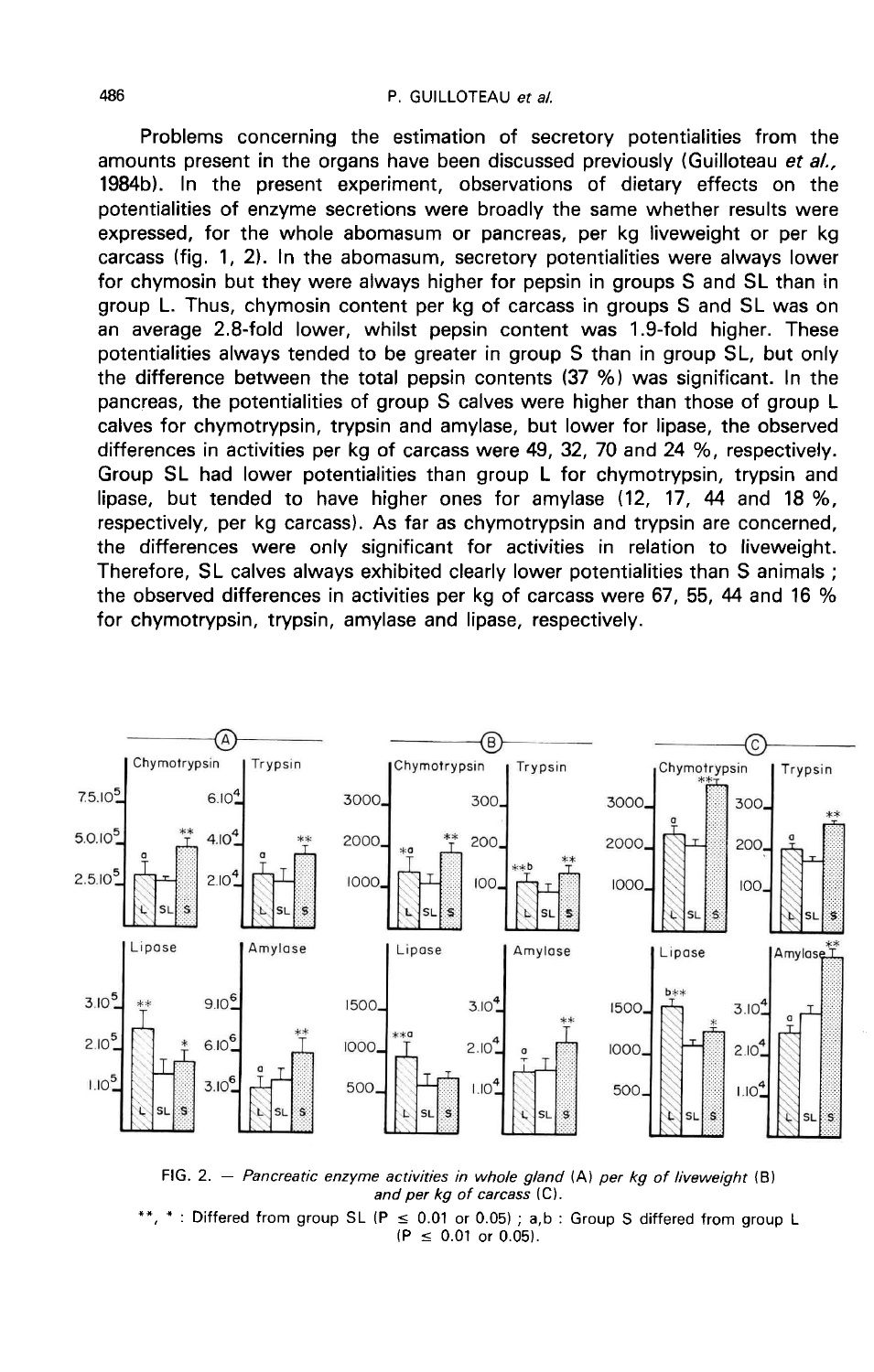Problems concerning the estimation of secretory potentialities from the amounts present in the organs have been discussed previously (Guilloteau *et al.*, 1984b). In the present experiment, observations of dietary effects on the potentialities of enzyme secretions were broadly the same whether results were expressed, for the whole abomasum or pancreas, per kg liveweight or per kg carcass (fig. 1, 2). In the abomasum, secretory potentialities were always lower for chymosin but they were always higher for pepsin in groups S and SL than in group L. Thus, chymosin content per kg of carcass in groups S and SL was on an average 2.8-fold lower, whilst pepsin content was 1.9-fold higher. These potentialities always tended to be greater in group S than in group SL, but only the difference between the total pepsin contents (37 %) was significant. In the pancreas, the potentialities of group S calves were higher than those of group L calves for chymotrypsin, trypsin and amylase, but lower for lipase, the observed differences in activities per kg of carcass were 49, 32, 70 and 24 %, respectively. Group SL had lower potentialities than group L for chymotrypsin, trypsin and lipase, but tended to have higher ones for amylase (12, 17, 44 and 18 %, respectively, per kg carcass). As far as chymotrypsin and trypsin are concerned, the differences were only significant for activities in relation to liveweight. Therefore, SL calves always exhibited clearly lower potentialities than S animals ; the observed differences in activities per kg of carcass were 67, 55, 44 and 16 % for chymotrypsin, trypsin, amylase and lipase, respectively.

FIG. 2. — *Pancreatic enzyme activities in whole gland* (A) *per kg of liveweight* (B) *and per kg of carcass* (C).

**, * : Differed from group SL (P ≤ 0.01 or 0.05) ; a,b : Group S differed from group L (P ≤ 0.01 or 0.05).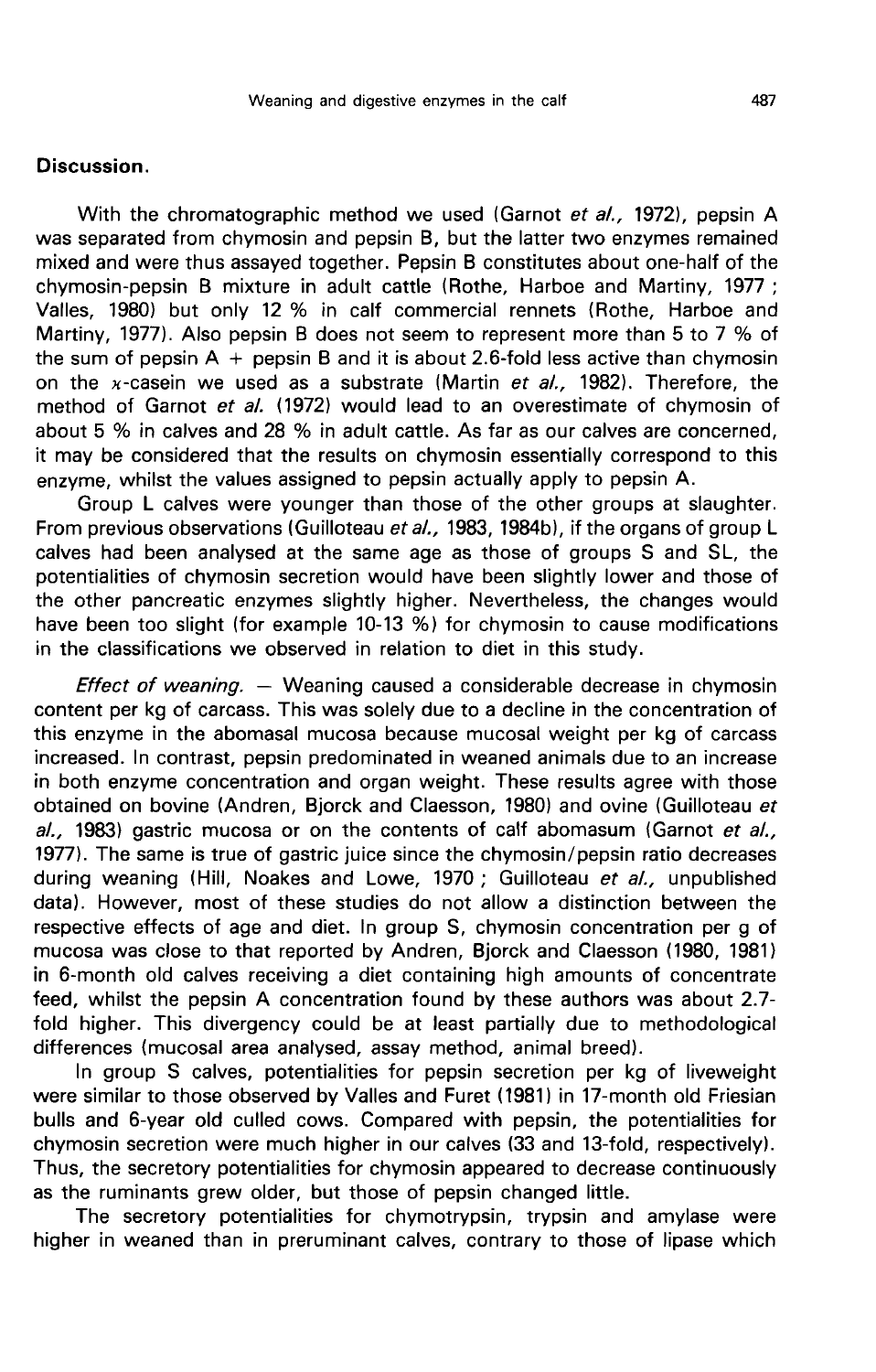## Discussion.

With the chromatographic method we used (Garnot *et al.*, 1972), pepsin A was separated from chymosin and pepsin B, but the latter two enzymes remained mixed and were thus assayed together. Pepsin B constitutes about one-half of the chymosin-pepsin B mixture in adult cattle (Rothe, Harboe and Martiny, 1977 ; Valles, 1980) but only 12 % in calf commercial rennets (Rothe, Harboe and Martiny, 1977). Also pepsin B does not seem to represent more than 5 to 7 % of the sum of pepsin A + pepsin B and it is about 2.6-fold less active than chymosin on the $\varkappa$-casein we used as a substrate (Martin *et al.*, 1982). Therefore, the method of Garnot *et al.* (1972) would lead to an overestimate of chymosin of about 5 % in calves and 28 % in adult cattle. As far as our calves are concerned, it may be considered that the results on chymosin essentially correspond to this enzyme, whilst the values assigned to pepsin actually apply to pepsin A.

Group L calves were younger than those of the other groups at slaughter. From previous observations (Guilloteau *et al.*, 1983, 1984b), if the organs of group L calves had been analysed at the same age as those of groups S and SL, the potentialities of chymosin secretion would have been slightly lower and those of the other pancreatic enzymes slightly higher. Nevertheless, the changes would have been too slight (for example 10-13 %) for chymosin to cause modifications in the classifications we observed in relation to diet in this study.

*Effect of weaning.* — Weaning caused a considerable decrease in chymosin content per kg of carcass. This was solely due to a decline in the concentration of this enzyme in the abomasal mucosa because mucosal weight per kg of carcass increased. In contrast, pepsin predominated in weaned animals due to an increase in both enzyme concentration and organ weight. These results agree with those obtained on bovine (Andren, Bjorck and Claesson, 1980) and ovine (Guilloteau *et al.*, 1983) gastric mucosa or on the contents of calf abomasum (Garnot *et al.*, 1977). The same is true of gastric juice since the chymosin/pepsin ratio decreases during weaning (Hill, Noakes and Lowe, 1970 ; Guilloteau *et al.*, unpublished data). However, most of these studies do not allow a distinction between the respective effects of age and diet. In group S, chymosin concentration per g of mucosa was close to that reported by Andren, Bjorck and Claesson (1980, 1981) in 6-month old calves receiving a diet containing high amounts of concentrate feed, whilst the pepsin A concentration found by these authors was about 2.7-fold higher. This divergency could be at least partially due to methodological differences (mucosal area analysed, assay method, animal breed).

In group S calves, potentialities for pepsin secretion per kg of liveweight were similar to those observed by Valles and Furet (1981) in 17-month old Friesian bulls and 6-year old culled cows. Compared with pepsin, the potentialities for chymosin secretion were much higher in our calves (33 and 13-fold, respectively). Thus, the secretory potentialities for chymosin appeared to decrease continuously as the ruminants grew older, but those of pepsin changed little.

The secretory potentialities for chymotrypsin, trypsin and amylase were higher in weaned than in preruminant calves, contrary to those of lipase which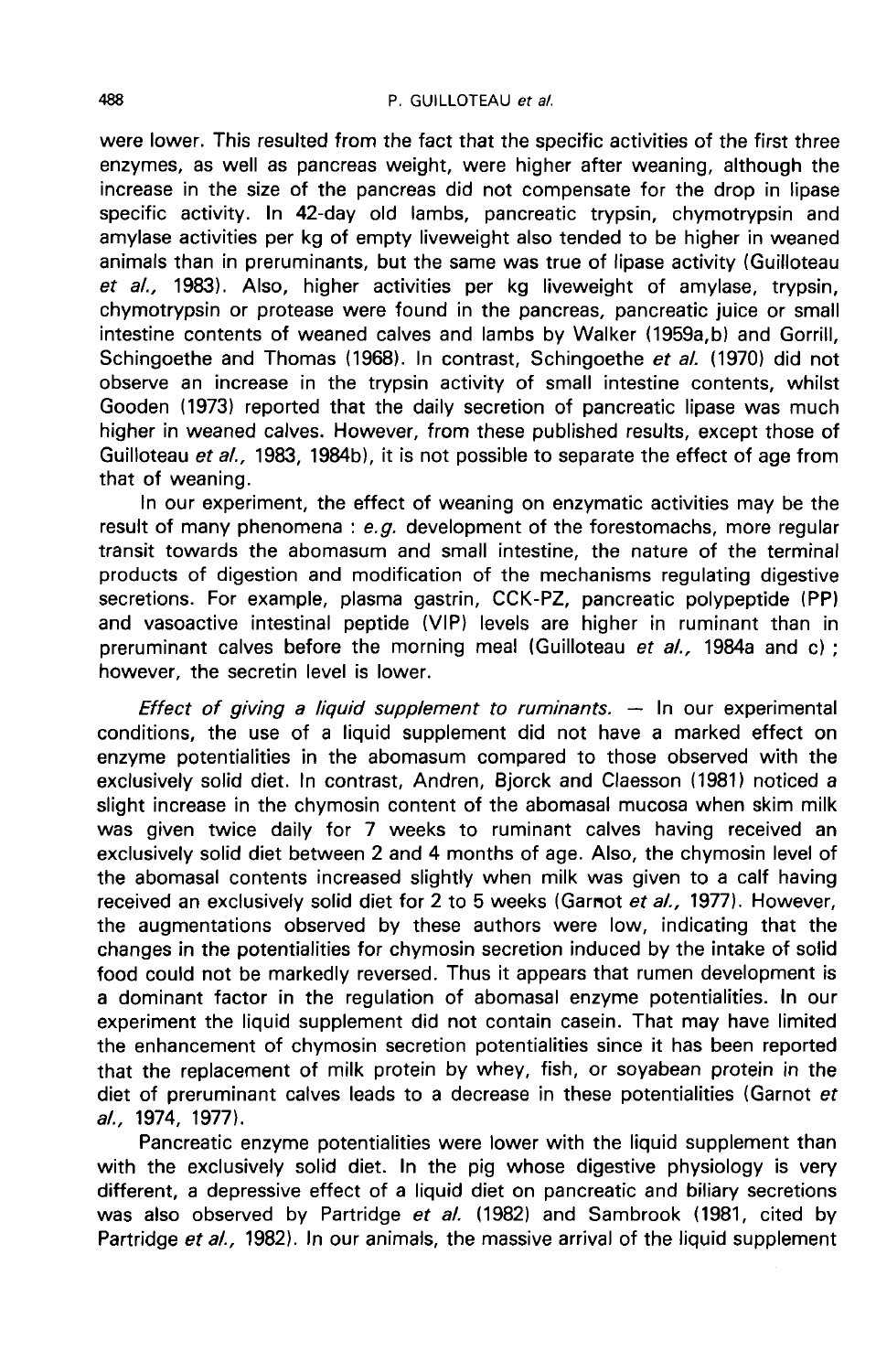were lower. This resulted from the fact that the specific activities of the first three enzymes, as well as pancreas weight, were higher after weaning, although the increase in the size of the pancreas did not compensate for the drop in lipase specific activity. In 42-day old lambs, pancreatic trypsin, chymotrypsin and amylase activities per kg of empty liveweight also tended to be higher in weaned animals than in preruminants, but the same was true of lipase activity (Guilloteau *et al.*, 1983). Also, higher activities per kg liveweight of amylase, trypsin, chymotrypsin or protease were found in the pancreas, pancreatic juice or small intestine contents of weaned calves and lambs by Walker (1959a,b) and Gorrill, Schingoethe and Thomas (1968). In contrast, Schingoethe *et al.* (1970) did not observe an increase in the trypsin activity of small intestine contents, whilst Gooden (1973) reported that the daily secretion of pancreatic lipase was much higher in weaned calves. However, from these published results, except those of Guilloteau *et al.*, 1983, 1984b), it is not possible to separate the effect of age from that of weaning.

In our experiment, the effect of weaning on enzymatic activities may be the result of many phenomena : *e.g.* development of the forestomachs, more regular transit towards the abomasum and small intestine, the nature of the terminal products of digestion and modification of the mechanisms regulating digestive secretions. For example, plasma gastrin, CCK-PZ, pancreatic polypeptide (PP) and vasoactive intestinal peptide (VIP) levels are higher in ruminant than in preruminant calves before the morning meal (Guilloteau *et al.*, 1984a and c) ; however, the secretin level is lower.

*Effect of giving a liquid supplement to ruminants.* — In our experimental conditions, the use of a liquid supplement did not have a marked effect on enzyme potentialities in the abomasum compared to those observed with the exclusively solid diet. In contrast, Andren, Bjorck and Claesson (1981) noticed a slight increase in the chymosin content of the abomasal mucosa when skim milk was given twice daily for 7 weeks to ruminant calves having received an exclusively solid diet between 2 and 4 months of age. Also, the chymosin level of the abomasal contents increased slightly when milk was given to a calf having received an exclusively solid diet for 2 to 5 weeks (Garnot *et al.*, 1977). However, the augmentations observed by these authors were low, indicating that the changes in the potentialities for chymosin secretion induced by the intake of solid food could not be markedly reversed. Thus it appears that rumen development is a dominant factor in the regulation of abomasal enzyme potentialities. In our experiment the liquid supplement did not contain casein. That may have limited the enhancement of chymosin secretion potentialities since it has been reported that the replacement of milk protein by whey, fish, or soyabean protein in the diet of preruminant calves leads to a decrease in these potentialities (Garnot *et al.*, 1974, 1977).

Pancreatic enzyme potentialities were lower with the liquid supplement than with the exclusively solid diet. In the pig whose digestive physiology is very different, a depressive effect of a liquid diet on pancreatic and biliary secretions was also observed by Partridge *et al.* (1982) and Sambrook (1981, cited by Partridge *et al.*, 1982). In our animals, the massive arrival of the liquid supplement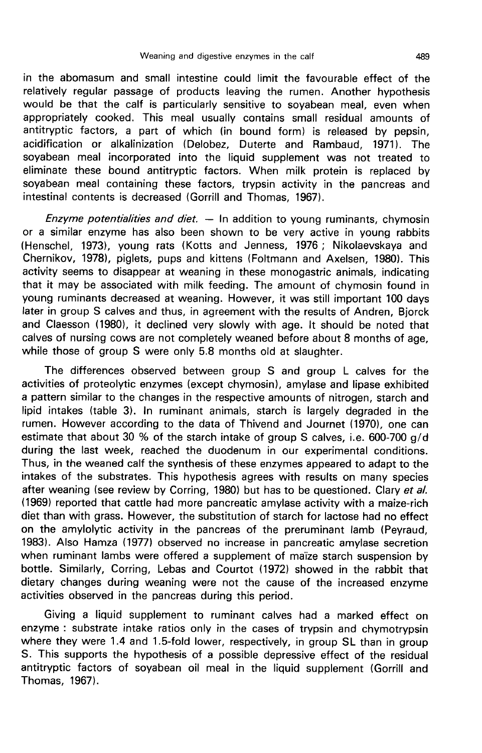in the abomasum and small intestine could limit the favourable effect of the relatively regular passage of products leaving the rumen. Another hypothesis would be that the calf is particularly sensitive to soyabean meal, even when appropriately cooked. This meal usually contains small residual amounts of antitryptic factors, a part of which (in bound form) is released by pepsin, acidification or alkalinization (Delobez, Duterte and Rambaud, 1971). The soyabean meal incorporated into the liquid supplement was not treated to eliminate these bound antitryptic factors. When milk protein is replaced by soyabean meal containing these factors, trypsin activity in the pancreas and intestinal contents is decreased (Gorrill and Thomas, 1967).

*Enzyme potentialities and diet.* — In addition to young ruminants, chymosin or a similar enzyme has also been shown to be very active in young rabbits (Henschel, 1973), young rats (Kotts and Jenness, 1976 ; Nikolaevskaya and Chernikov, 1978), piglets, pups and kittens (Foltmann and Axelsen, 1980). This activity seems to disappear at weaning in these monogastric animals, indicating that it may be associated with milk feeding. The amount of chymosin found in young ruminants decreased at weaning. However, it was still important 100 days later in group S calves and thus, in agreement with the results of Andren, Bjorck and Claesson (1980), it declined very slowly with age. It should be noted that calves of nursing cows are not completely weaned before about 8 months of age, while those of group S were only 5.8 months old at slaughter.

The differences observed between group S and group L calves for the activities of proteolytic enzymes (except chymosin), amylase and lipase exhibited a pattern similar to the changes in the respective amounts of nitrogen, starch and lipid intakes (table 3). In ruminant animals, starch is largely degraded in the rumen. However according to the data of Thivend and Journet (1970), one can estimate that about 30 % of the starch intake of group S calves, i.e. 600-700 g/d during the last week, reached the duodenum in our experimental conditions. Thus, in the weaned calf the synthesis of these enzymes appeared to adapt to the intakes of the substrates. This hypothesis agrees with results on many species after weaning (see review by Corring, 1980) but has to be questioned. Clary *et al.* (1969) reported that cattle had more pancreatic amylase activity with a maize-rich diet than with grass. However, the substitution of starch for lactose had no effect on the amylolytic activity in the pancreas of the preruminant lamb (Peyraud, 1983). Also Hamza (1977) observed no increase in pancreatic amylase secretion when ruminant lambs were offered a supplement of maïze starch suspension by bottle. Similarly, Corring, Lebas and Courtot (1972) showed in the rabbit that dietary changes during weaning were not the cause of the increased enzyme activities observed in the pancreas during this period.

Giving a liquid supplement to ruminant calves had a marked effect on enzyme : substrate intake ratios only in the cases of trypsin and chymotrypsin where they were 1.4 and 1.5-fold lower, respectively, in group SL than in group S. This supports the hypothesis of a possible depressive effect of the residual antitryptic factors of soyabean oil meal in the liquid supplement (Gorrill and Thomas, 1967).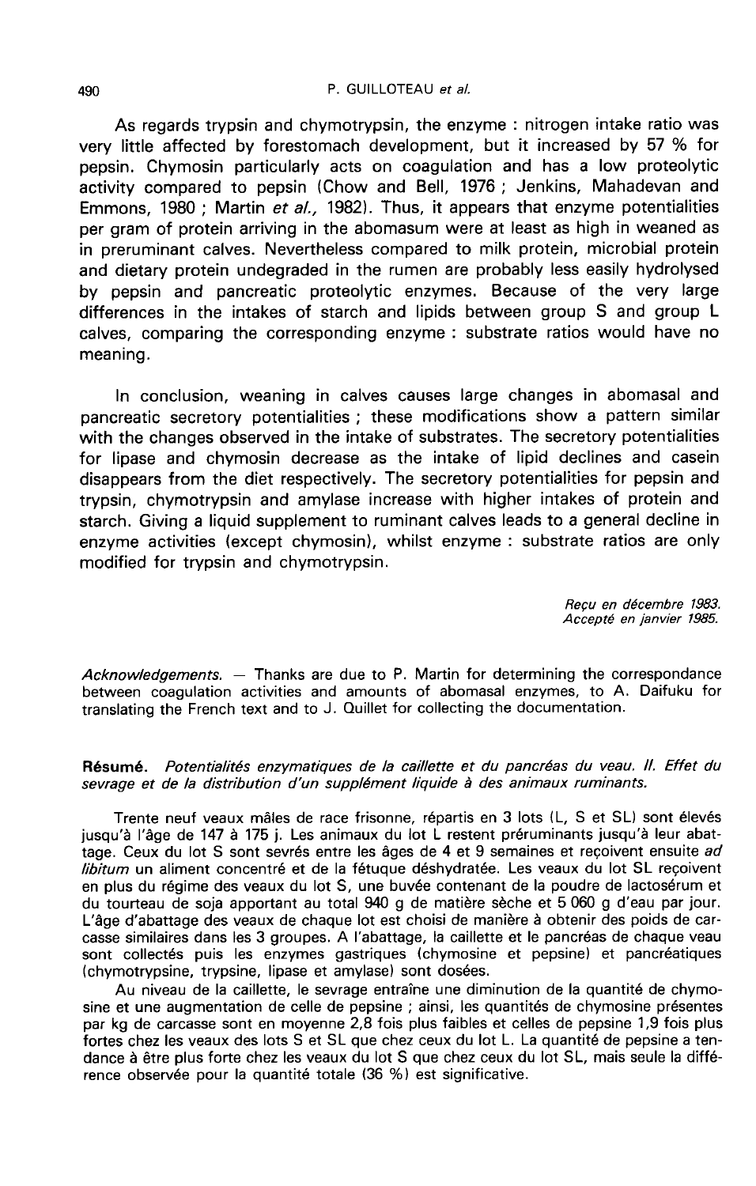As regards trypsin and chymotrypsin, the enzyme : nitrogen intake ratio was very little affected by forestomach development, but it increased by 57 % for pepsin. Chymosin particularly acts on coagulation and has a low proteolytic activity compared to pepsin (Chow and Bell, 1976 ; Jenkins, Mahadevan and Emmons, 1980 ; Martin *et al.*, 1982). Thus, it appears that enzyme potentialities per gram of protein arriving in the abomasum were at least as high in weaned as in preruminant calves. Nevertheless compared to milk protein, microbial protein and dietary protein undegraded in the rumen are probably less easily hydrolysed by pepsin and pancreatic proteolytic enzymes. Because of the very large differences in the intakes of starch and lipids between group S and group L calves, comparing the corresponding enzyme : substrate ratios would have no meaning.

In conclusion, weaning in calves causes large changes in abomasal and pancreatic secretory potentialities ; these modifications show a pattern similar with the changes observed in the intake of substrates. The secretory potentialities for lipase and chymosin decrease as the intake of lipid declines and casein disappears from the diet respectively. The secretory potentialities for pepsin and trypsin, chymotrypsin and amylase increase with higher intakes of protein and starch. Giving a liquid supplement to ruminant calves leads to a general decline in enzyme activities (except chymosin), whilst enzyme : substrate ratios are only modified for trypsin and chymotrypsin.

*Reçu en décembre 1983.*
*Accepté en janvier 1985.*

*Acknowledgements.* — Thanks are due to P. Martin for determining the correspondance between coagulation activities and amounts of abomasal enzymes, to A. Daifuku for translating the French text and to J. Quillet for collecting the documentation.

**Résumé.** *Potentialités enzymatiques de la caillette et du pancréas du veau. II. Effet du sevrage et de la distribution d'un supplément liquide à des animaux ruminants.*

Trente neuf veaux mâles de race frisonne, répartis en 3 lots (L, S et SL) sont élevés jusqu'à l'âge de 147 à 175 j. Les animaux du lot L restent préruminants jusqu'à leur abattage. Ceux du lot S sont sevrés entre les âges de 4 et 9 semaines et reçoivent ensuite *ad libitum* un aliment concentré et de la fétuque déshydratée. Les veaux du lot SL reçoivent en plus du régime des veaux du lot S, une buvée contenant de la poudre de lactosérum et du tourteau de soja apportant au total 940 g de matière sèche et 5 060 g d'eau par jour. L'âge d'abattage des veaux de chaque lot est choisi de manière à obtenir des poids de carcasse similaires dans les 3 groupes. A l'abattage, la caillette et le pancréas de chaque veau sont collectés puis les enzymes gastriques (chymosine et pepsine) et pancréatiques (chymotrypsine, trypsine, lipase et amylase) sont dosées.

Au niveau de la caillette, le sevrage entraîne une diminution de la quantité de chymosine et une augmentation de celle de pepsine ; ainsi, les quantités de chymosine présentes par kg de carcasse sont en moyenne 2,8 fois plus faibles et celles de pepsine 1,9 fois plus fortes chez les veaux des lots S et SL que chez ceux du lot L. La quantité de pepsine a tendance à être plus forte chez les veaux du lot S que chez ceux du lot SL, mais seule la différence observée pour la quantité totale (36 %) est significative.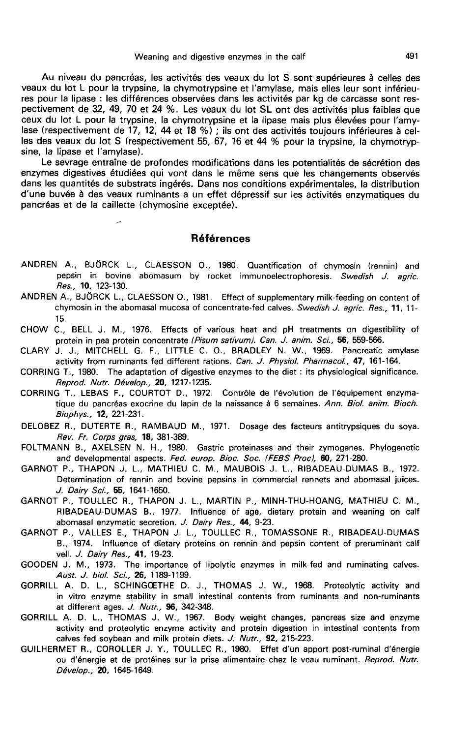Au niveau du pancréas, les activités des veaux du lot S sont supérieures à celles des veaux du lot L pour la trypsine, la chymotrypsine et l'amylase, mais elles leur sont inférieures pour la lipase : les différences observées dans les activités par kg de carcasse sont respectivement de 32, 49, 70 et 24 %. Les veaux du lot SL ont des activités plus faibles que ceux du lot L pour la trypsine, la chymotrypsine et la lipase mais plus élevées pour l'amylase (respectivement de 17, 12, 44 et 18 %) ; ils ont des activités toujours inférieures à celles des veaux du lot S (respectivement 55, 67, 16 et 44 % pour la trypsine, la chymotrypsine, la lipase et l'amylase).

Le sevrage entraîne de profondes modifications dans les potentialités de sécrétion des enzymes digestives étudiées qui vont dans le même sens que les changements observés dans les quantités de substrats ingérés. Dans nos conditions expérimentales, la distribution d'une buvée à des veaux ruminants a un effet dépressif sur les activités enzymatiques du pancréas et de la caillette (chymosine exceptée).

## Références

ANDREN A., BJÖRCK L., CLAESSON O., 1980. Quantification of chymosin (rennin) and pepsin in bovine abomasum by rocket immunoelectrophoresis. *Swedish J. agric. Res.*, **10**, 123-130.

ANDREN A., BJÖRCK L., CLAESSON O., 1981. Effect of supplementary milk-feeding on content of chymosin in the abomasal mucosa of concentrate-fed calves. *Swedish J. agric. Res.*, **11**, 11-15.

CHOW C., BELL J. M., 1976. Effects of various heat and pH treatments on digestibility of protein in pea protein concentrate *(Pisum sativum)*. *Can. J. anim. Sci.*, **56**, 559-566.

CLARY J. J., MITCHELL G. F., LITTLE C. O., BRADLEY N. W., 1969. Pancreatic amylase activity from ruminants fed different rations. *Can. J. Physiol. Pharmacol.*, **47**, 161-164.

CORRING T., 1980. The adaptation of digestive enzymes to the diet : its physiological significance. *Reprod. Nutr. Dévelop.*, **20**, 1217-1235.

CORRING T., LEBAS F., COURTOT D., 1972. Contrôle de l'évolution de l'équipement enzymatique du pancréas exocrine du lapin de la naissance à 6 semaines. *Ann. Biol. anim. Bioch. Biophys.*, **12**, 221-231.

DELOBEZ R., DUTERTE R., RAMBAUD M., 1971. Dosage des facteurs antitrypsiques du soya. *Rev. Fr. Corps gras*, **18**, 381-389.

FOLTMANN B., AXELSEN N. H., 1980. Gastric proteinases and their zymogenes. Phylogenetic and developmental aspects. *Fed. europ. Bioc. Soc. (FEBS Proc)*, **60**, 271-280.

GARNOT P., THAPON J. L., MATHIEU C. M., MAUBOIS J. L., RIBADEAU-DUMAS B., 1972. Determination of rennin and bovine pepsins in commercial rennets and abomasal juices. *J. Dairy Sci.*, **55**, 1641-1650.

GARNOT P., TOULLEC R., THAPON J. L., MARTIN P., MINH-THU-HOANG, MATHIEU C. M., RIBADEAU-DUMAS B., 1977. Influence of age, dietary protein and weaning on calf abomasal enzymatic secretion. *J. Dairy Res.*, **44**, 9-23.

GARNOT P., VALLES E., THAPON J. L., TOULLEC R., TOMASSONE R., RIBADEAU-DUMAS B., 1974. Influence of dietary proteins on rennin and pepsin content of preruminant calf vell. *J. Dairy Res.*, **41**, 19-23.

GOODEN J. M., 1973. The importance of lipolytic enzymes in milk-fed and ruminating calves. *Aust. J. biol. Sci.*, **26**, 1189-1199.

GORRILL A. D. L., SCHINGŒTHE D. J., THOMAS J. W., 1968. Proteolytic activity and in vitro enzyme stability in small intestinal contents from ruminants and non-ruminants at different ages. *J. Nutr.*, **96**, 342-348.

GORRILL A. D. L., THOMAS J. W., 1967. Body weight changes, pancreas size and enzyme activity and proteolytic enzyme activity and protein digestion in intestinal contents from calves fed soybean and milk protein diets. *J. Nutr.*, **92**, 215-223.

GUILHERMET R., COROLLER J. Y., TOULLEC R., 1980. Effet d'un apport post-ruminal d'énergie ou d'énergie et de protéines sur la prise alimentaire chez le veau ruminant. *Reprod. Nutr. Dévelop.*, **20**, 1645-1649.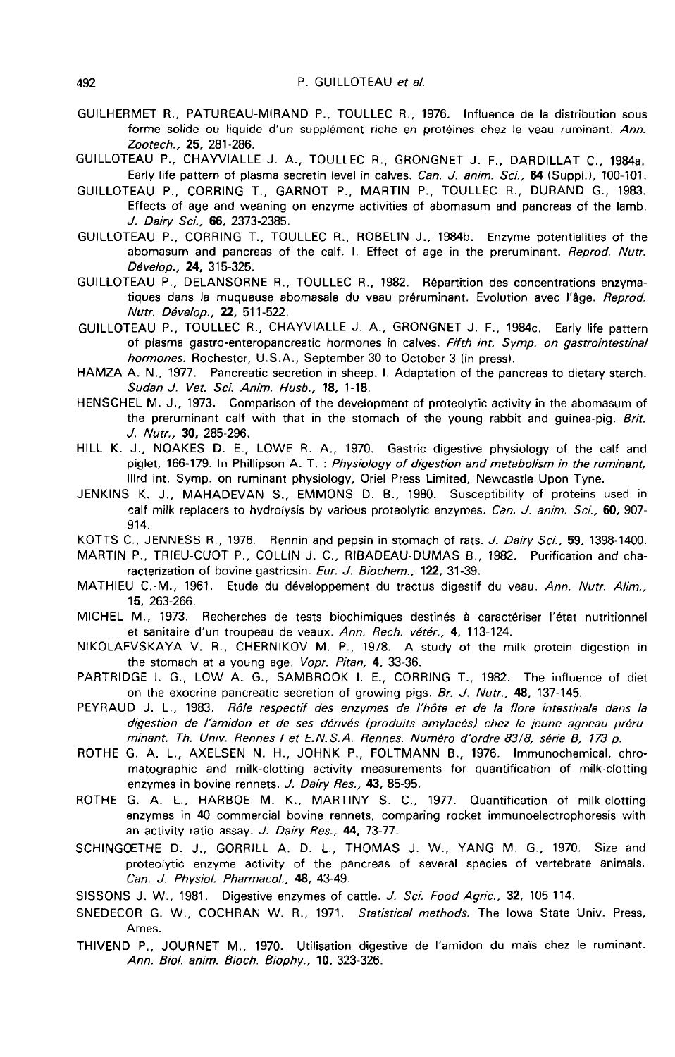GUILHERMET R., PATUREAU-MIRAND P., TOULLEC R., 1976. Influence de la distribution sous forme solide ou liquide d'un supplément riche en protéines chez le veau ruminant. *Ann. Zootech.*, **25**, 281-286.

GUILLOTEAU P., CHAYVIALLE J. A., TOULLEC R., GRONGNET J. F., DARDILLAT C., 1984a. Early life pattern of plasma secretin level in calves. *Can. J. anim. Sci.*, **64** (Suppl.), 100-101.

GUILLOTEAU P., CORRING T., GARNOT P., MARTIN P., TOULLEC R., DURAND G., 1983. Effects of age and weaning on enzyme activities of abomasum and pancreas of the lamb. *J. Dairy Sci.*, **66**, 2373-2385.

GUILLOTEAU P., CORRING T., TOULLEC R., ROBELIN J., 1984b. Enzyme potentialities of the abomasum and pancreas of the calf. I. Effect of age in the preruminant. *Reprod. Nutr. Dévelop.*, **24**, 315-325.

GUILLOTEAU P., DELANSORNE R., TOULLEC R., 1982. Répartition des concentrations enzymatiques dans la muqueuse abomasale du veau préruminant. Evolution avec l'âge. *Reprod. Nutr. Dévelop.*, **22**, 511-522.

GUILLOTEAU P., TOULLEC R., CHAYVIALLE J. A., GRONGNET J. F., 1984c. Early life pattern of plasma gastro-enteropancreatic hormones in calves. *Fifth int. Symp. on gastrointestinal hormones.* Rochester, U.S.A., September 30 to October 3 (in press).

HAMZA A. N., 1977. Pancreatic secretion in sheep. I. Adaptation of the pancreas to dietary starch. *Sudan J. Vet. Sci. Anim. Husb.*, **18**, 1-18.

HENSCHEL M. J., 1973. Comparison of the development of proteolytic activity in the abomasum of the preruminant calf with that in the stomach of the young rabbit and guinea-pig. *Brit. J. Nutr.*, **30**, 285-296.

HILL K. J., NOAKES D. E., LOWE R. A., 1970. Gastric digestive physiology of the calf and piglet, 166-179. In Phillipson A. T. : *Physiology of digestion and metabolism in the ruminant*, IIIrd int. Symp. on ruminant physiology, Oriel Press Limited, Newcastle Upon Tyne.

JENKINS K. J., MAHADEVAN S., EMMONS D. B., 1980. Susceptibility of proteins used in calf milk replacers to hydrolysis by various proteolytic enzymes. *Can. J. anim. Sci.*, **60**, 907-914.

KOTTS C., JENNESS R., 1976. Rennin and pepsin in stomach of rats. *J. Dairy Sci.*, **59**, 1398-1400.

MARTIN P., TRIEU-CUOT P., COLLIN J. C., RIBADEAU-DUMAS B., 1982. Purification and characterization of bovine gastricsin. *Eur. J. Biochem.*, **122**, 31-39.

MATHIEU C.-M., 1961. Etude du développement du tractus digestif du veau. *Ann. Nutr. Alim.*, **15**, 263-266.

MICHEL M., 1973. Recherches de tests biochimiques destinés à caractériser l'état nutritionnel et sanitaire d'un troupeau de veaux. *Ann. Rech. vétér.*, **4**, 113-124.

NIKOLAEVSKAYA V. R., CHERNIKOV M. P., 1978. A study of the milk protein digestion in the stomach at a young age. *Vopr. Pitan*, **4**, 33-36.

PARTRIDGE I. G., LOW A. G., SAMBROOK I. E., CORRING T., 1982. The influence of diet on the exocrine pancreatic secretion of growing pigs. *Br. J. Nutr.*, **48**, 137-145.

PEYRAUD J. L., 1983. *Rôle respectif des enzymes de l'hôte et de la flore intestinale dans la digestion de l'amidon et de ses dérivés (produits amylacés) chez le jeune agneau préruminant. Th. Univ. Rennes I et E.N.S.A. Rennes. Numéro d'ordre 83/8, série B, 173 p.*

ROTHE G. A. L., AXELSEN N. H., JOHNK P., FOLTMANN B., 1976. Immunochemical, chromatographic and milk-clotting activity measurements for quantification of milk-clotting enzymes in bovine rennets. *J. Dairy Res.*, **43**, 85-95.

ROTHE G. A. L., HARBOE M. K., MARTINY S. C., 1977. Quantification of milk-clotting enzymes in 40 commercial bovine rennets, comparing rocket immunoelectrophoresis with an activity ratio assay. *J. Dairy Res.*, **44**, 73-77.

SCHINGŒTHE D. J., GORRILL A. D. L., THOMAS J. W., YANG M. G., 1970. Size and proteolytic enzyme activity of the pancreas of several species of vertebrate animals. *Can. J. Physiol. Pharmacol.*, **48**, 43-49.

SISSONS J. W., 1981. Digestive enzymes of cattle. *J. Sci. Food Agric.*, **32**, 105-114.

SNEDECOR G. W., COCHRAN W. R., 1971. *Statistical methods.* The Iowa State Univ. Press, Ames.

THIVEND P., JOURNET M., 1970. Utilisation digestive de l'amidon du maïs chez le ruminant. *Ann. Biol. anim. Bioch. Biophy.*, **10**, 323-326.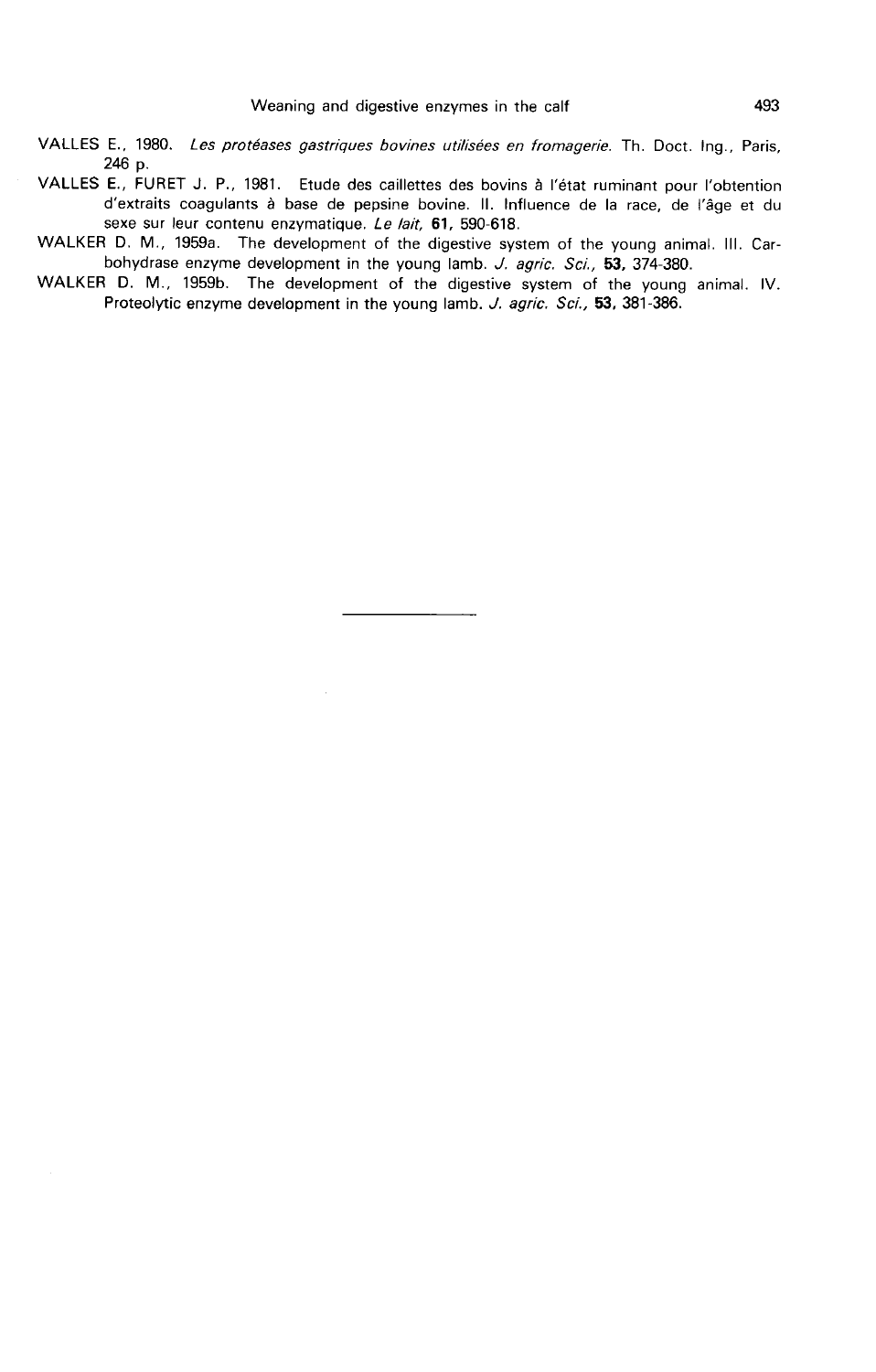VALLES E., 1980. *Les protéases gastriques bovines utilisées en fromagerie.* Th. Doct. Ing., Paris, 246 p.

VALLES E., FURET J. P., 1981. Etude des caillettes des bovins à l'état ruminant pour l'obtention d'extraits coagulants à base de pepsine bovine. II. Influence de la race, de l'âge et du sexe sur leur contenu enzymatique. *Le lait,* **61**, 590-618.

WALKER D. M., 1959a. The development of the digestive system of the young animal. III. Carbohydrase enzyme development in the young lamb. *J. agric. Sci.,* **53**, 374-380.

WALKER D. M., 1959b. The development of the digestive system of the young animal. IV. Proteolytic enzyme development in the young lamb. *J. agric. Sci.,* **53**, 381-386.